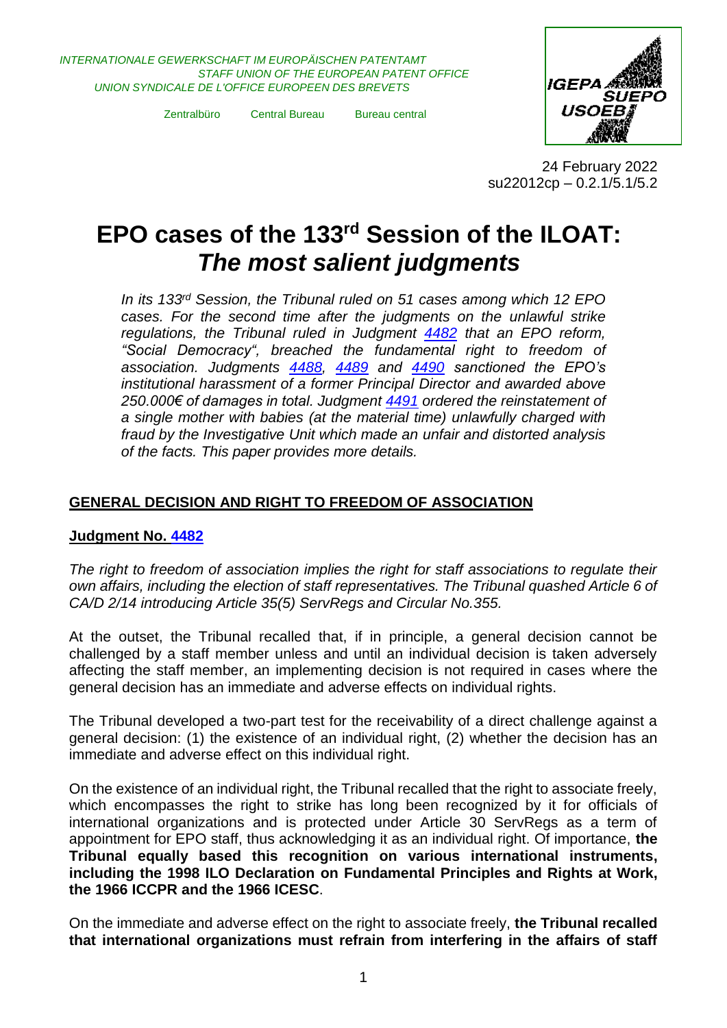*INTERNATIONALE GEWERKSCHAFT IM EUROPÄISCHEN PATENTAMT*
*STAFF UNION OF THE EUROPEAN PATENT OFFICE*
*UNION SYNDICALE DE L'OFFICE EUROPEEN DES BREVETS*

Zentralbüro Central Bureau Bureau central

IGEPA SUEPO USOEB

24 February 2022
su22012cp – 0.2.1/5.1/5.2

# EPO cases of the 133rd Session of the ILOAT: *The most salient judgments*

*In its 133rd Session, the Tribunal ruled on 51 cases among which 12 EPO cases. For the second time after the judgments on the unlawful strike regulations, the Tribunal ruled in Judgment 4482 that an EPO reform, "Social Democracy", breached the fundamental right to freedom of association. Judgments 4488, 4489 and 4490 sanctioned the EPO's institutional harassment of a former Principal Director and awarded above 250.000€ of damages in total. Judgment 4491 ordered the reinstatement of a single mother with babies (at the material time) unlawfully charged with fraud by the Investigative Unit which made an unfair and distorted analysis of the facts. This paper provides more details.*

## GENERAL DECISION AND RIGHT TO FREEDOM OF ASSOCIATION

### Judgment No. 4482

*The right to freedom of association implies the right for staff associations to regulate their own affairs, including the election of staff representatives. The Tribunal quashed Article 6 of CA/D 2/14 introducing Article 35(5) ServRegs and Circular No.355.*

At the outset, the Tribunal recalled that, if in principle, a general decision cannot be challenged by a staff member unless and until an individual decision is taken adversely affecting the staff member, an implementing decision is not required in cases where the general decision has an immediate and adverse effects on individual rights.

The Tribunal developed a two-part test for the receivability of a direct challenge against a general decision: (1) the existence of an individual right, (2) whether the decision has an immediate and adverse effect on this individual right.

On the existence of an individual right, the Tribunal recalled that the right to associate freely, which encompasses the right to strike has long been recognized by it for officials of international organizations and is protected under Article 30 ServRegs as a term of appointment for EPO staff, thus acknowledging it as an individual right. Of importance, **the Tribunal equally based this recognition on various international instruments, including the 1998 ILO Declaration on Fundamental Principles and Rights at Work, the 1966 ICCPR and the 1966 ICESC**.

On the immediate and adverse effect on the right to associate freely, **the Tribunal recalled that international organizations must refrain from interfering in the affairs of staff**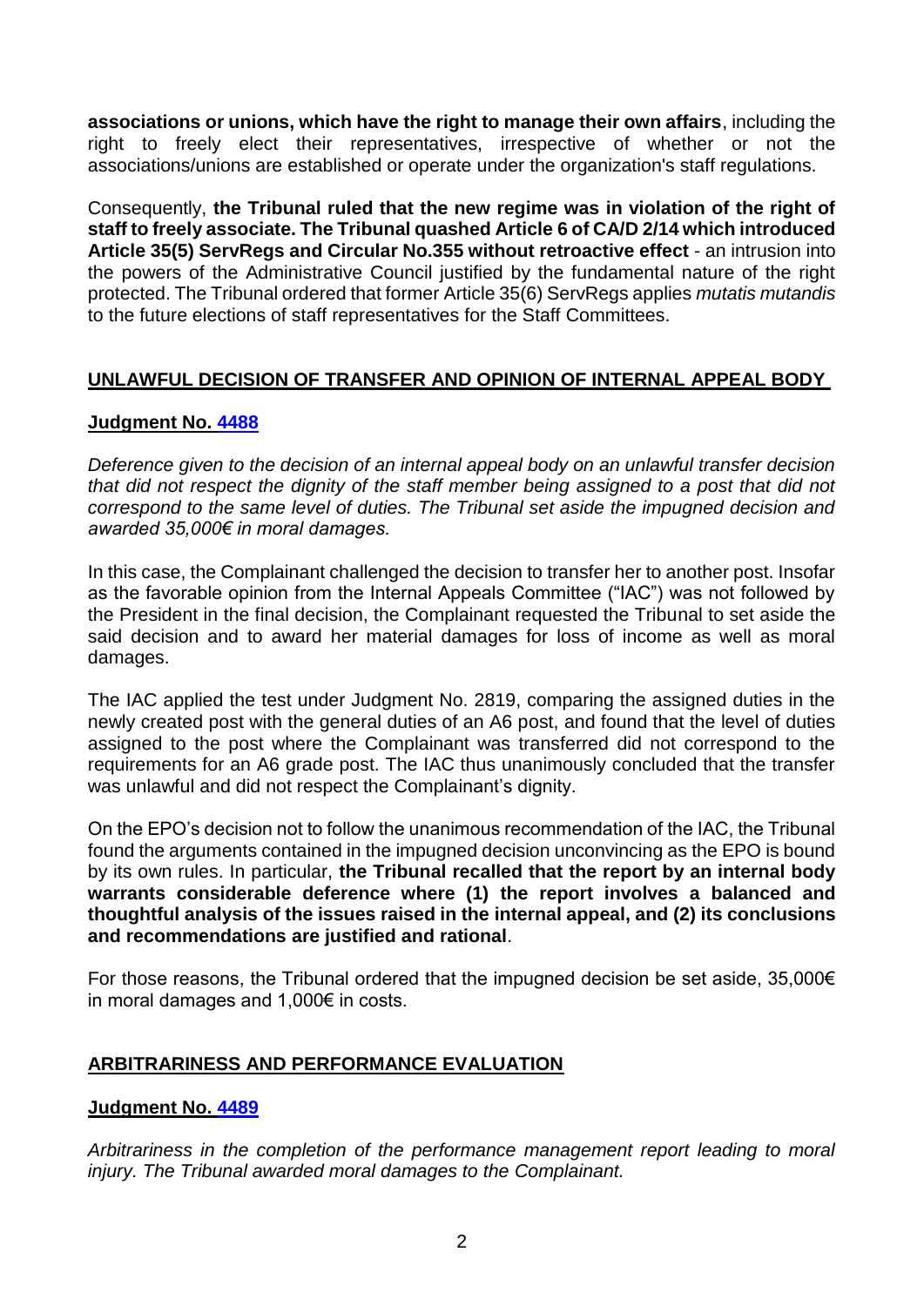**associations or unions, which have the right to manage their own affairs**, including the right to freely elect their representatives, irrespective of whether or not the associations/unions are established or operate under the organization's staff regulations.

Consequently, **the Tribunal ruled that the new regime was in violation of the right of staff to freely associate. The Tribunal quashed Article 6 of CA/D 2/14 which introduced Article 35(5) ServRegs and Circular No.355 without retroactive effect** - an intrusion into the powers of the Administrative Council justified by the fundamental nature of the right protected. The Tribunal ordered that former Article 35(6) ServRegs applies *mutatis mutandis* to the future elections of staff representatives for the Staff Committees.

## UNLAWFUL DECISION OF TRANSFER AND OPINION OF INTERNAL APPEAL BODY

### Judgment No. 4488

*Deference given to the decision of an internal appeal body on an unlawful transfer decision that did not respect the dignity of the staff member being assigned to a post that did not correspond to the same level of duties. The Tribunal set aside the impugned decision and awarded 35,000€ in moral damages.*

In this case, the Complainant challenged the decision to transfer her to another post. Insofar as the favorable opinion from the Internal Appeals Committee ("IAC") was not followed by the President in the final decision, the Complainant requested the Tribunal to set aside the said decision and to award her material damages for loss of income as well as moral damages.

The IAC applied the test under Judgment No. 2819, comparing the assigned duties in the newly created post with the general duties of an A6 post, and found that the level of duties assigned to the post where the Complainant was transferred did not correspond to the requirements for an A6 grade post. The IAC thus unanimously concluded that the transfer was unlawful and did not respect the Complainant's dignity.

On the EPO's decision not to follow the unanimous recommendation of the IAC, the Tribunal found the arguments contained in the impugned decision unconvincing as the EPO is bound by its own rules. In particular, **the Tribunal recalled that the report by an internal body warrants considerable deference where (1) the report involves a balanced and thoughtful analysis of the issues raised in the internal appeal, and (2) its conclusions and recommendations are justified and rational**.

For those reasons, the Tribunal ordered that the impugned decision be set aside, 35,000€ in moral damages and 1,000€ in costs.

## ARBITRARINESS AND PERFORMANCE EVALUATION

### Judgment No. 4489

*Arbitrariness in the completion of the performance management report leading to moral injury. The Tribunal awarded moral damages to the Complainant.*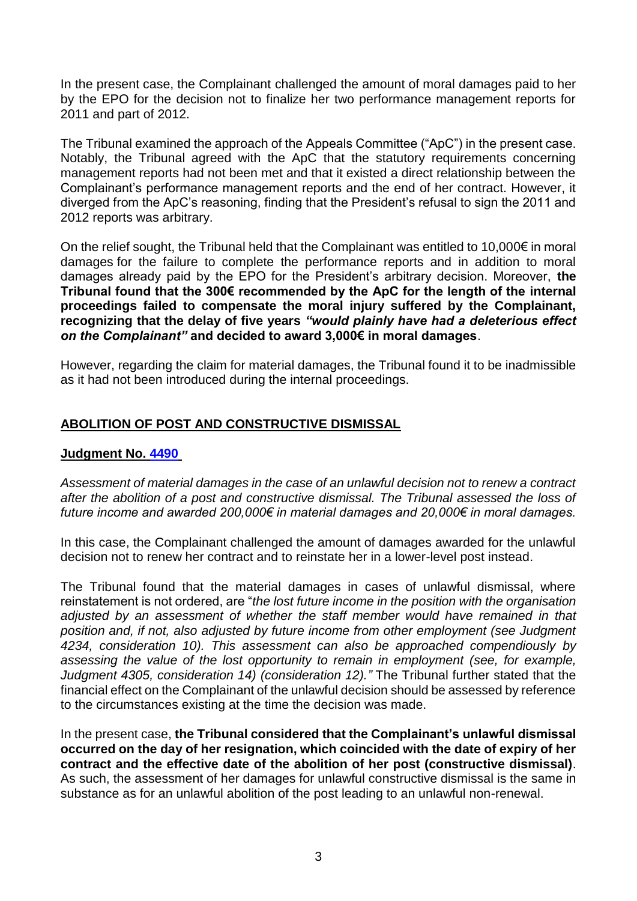In the present case, the Complainant challenged the amount of moral damages paid to her by the EPO for the decision not to finalize her two performance management reports for 2011 and part of 2012.

The Tribunal examined the approach of the Appeals Committee ("ApC") in the present case. Notably, the Tribunal agreed with the ApC that the statutory requirements concerning management reports had not been met and that it existed a direct relationship between the Complainant's performance management reports and the end of her contract. However, it diverged from the ApC's reasoning, finding that the President's refusal to sign the 2011 and 2012 reports was arbitrary.

On the relief sought, the Tribunal held that the Complainant was entitled to 10,000€ in moral damages for the failure to complete the performance reports and in addition to moral damages already paid by the EPO for the President's arbitrary decision. Moreover, **the Tribunal found that the 300€ recommended by the ApC for the length of the internal proceedings failed to compensate the moral injury suffered by the Complainant, recognizing that the delay of five years *"would plainly have had a deleterious effect on the Complainant"* and decided to award 3,000€ in moral damages**.

However, regarding the claim for material damages, the Tribunal found it to be inadmissible as it had not been introduced during the internal proceedings.

## ABOLITION OF POST AND CONSTRUCTIVE DISMISSAL

### Judgment No. 4490

*Assessment of material damages in the case of an unlawful decision not to renew a contract after the abolition of a post and constructive dismissal. The Tribunal assessed the loss of future income and awarded 200,000€ in material damages and 20,000€ in moral damages.*

In this case, the Complainant challenged the amount of damages awarded for the unlawful decision not to renew her contract and to reinstate her in a lower-level post instead.

The Tribunal found that the material damages in cases of unlawful dismissal, where reinstatement is not ordered, are "*the lost future income in the position with the organisation adjusted by an assessment of whether the staff member would have remained in that position and, if not, also adjusted by future income from other employment (see Judgment 4234, consideration 10). This assessment can also be approached compendiously by assessing the value of the lost opportunity to remain in employment (see, for example, Judgment 4305, consideration 14) (consideration 12)."* The Tribunal further stated that the financial effect on the Complainant of the unlawful decision should be assessed by reference to the circumstances existing at the time the decision was made.

In the present case, **the Tribunal considered that the Complainant's unlawful dismissal occurred on the day of her resignation, which coincided with the date of expiry of her contract and the effective date of the abolition of her post (constructive dismissal)**. As such, the assessment of her damages for unlawful constructive dismissal is the same in substance as for an unlawful abolition of the post leading to an unlawful non-renewal.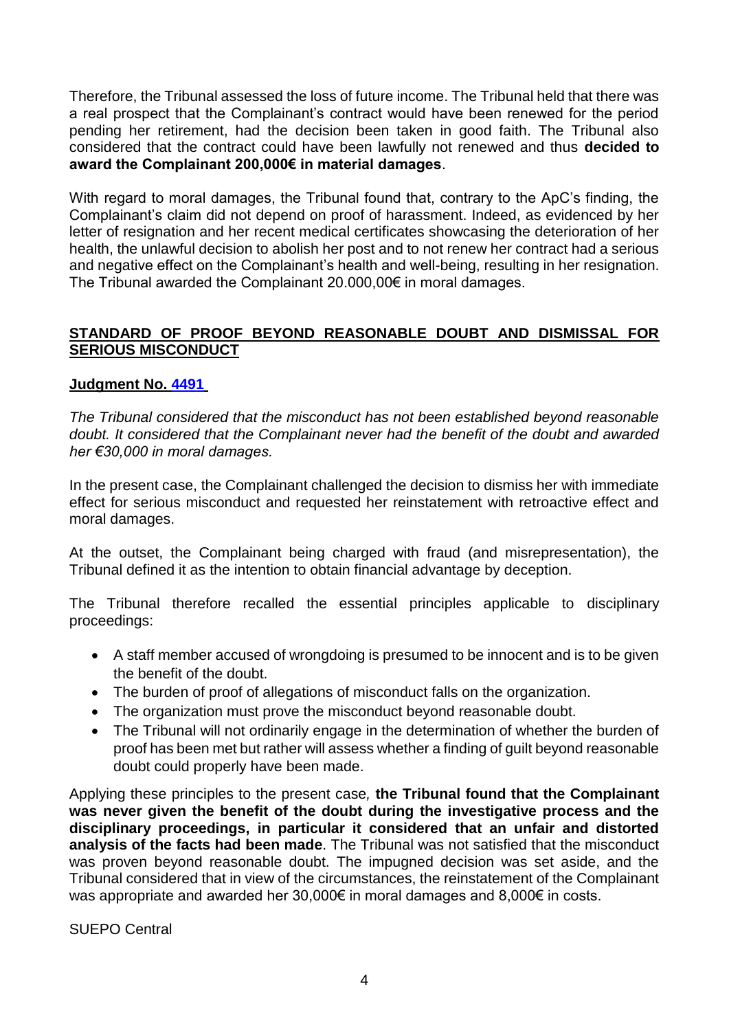Therefore, the Tribunal assessed the loss of future income. The Tribunal held that there was a real prospect that the Complainant's contract would have been renewed for the period pending her retirement, had the decision been taken in good faith. The Tribunal also considered that the contract could have been lawfully not renewed and thus **decided to award the Complainant 200,000€ in material damages**.

With regard to moral damages, the Tribunal found that, contrary to the ApC's finding, the Complainant's claim did not depend on proof of harassment. Indeed, as evidenced by her letter of resignation and her recent medical certificates showcasing the deterioration of her health, the unlawful decision to abolish her post and to not renew her contract had a serious and negative effect on the Complainant's health and well-being, resulting in her resignation. The Tribunal awarded the Complainant 20.000,00€ in moral damages.

## **STANDARD OF PROOF BEYOND REASONABLE DOUBT AND DISMISSAL FOR SERIOUS MISCONDUCT**

### **Judgment No. 4491**

*The Tribunal considered that the misconduct has not been established beyond reasonable doubt. It considered that the Complainant never had the benefit of the doubt and awarded her €30,000 in moral damages.*

In the present case, the Complainant challenged the decision to dismiss her with immediate effect for serious misconduct and requested her reinstatement with retroactive effect and moral damages.

At the outset, the Complainant being charged with fraud (and misrepresentation), the Tribunal defined it as the intention to obtain financial advantage by deception.

The Tribunal therefore recalled the essential principles applicable to disciplinary proceedings:

- A staff member accused of wrongdoing is presumed to be innocent and is to be given the benefit of the doubt.
- The burden of proof of allegations of misconduct falls on the organization.
- The organization must prove the misconduct beyond reasonable doubt.
- The Tribunal will not ordinarily engage in the determination of whether the burden of proof has been met but rather will assess whether a finding of guilt beyond reasonable doubt could properly have been made.

Applying these principles to the present case*,* **the Tribunal found that the Complainant was never given the benefit of the doubt during the investigative process and the disciplinary proceedings, in particular it considered that an unfair and distorted analysis of the facts had been made**. The Tribunal was not satisfied that the misconduct was proven beyond reasonable doubt. The impugned decision was set aside, and the Tribunal considered that in view of the circumstances, the reinstatement of the Complainant was appropriate and awarded her 30,000€ in moral damages and 8,000€ in costs.

SUEPO Central